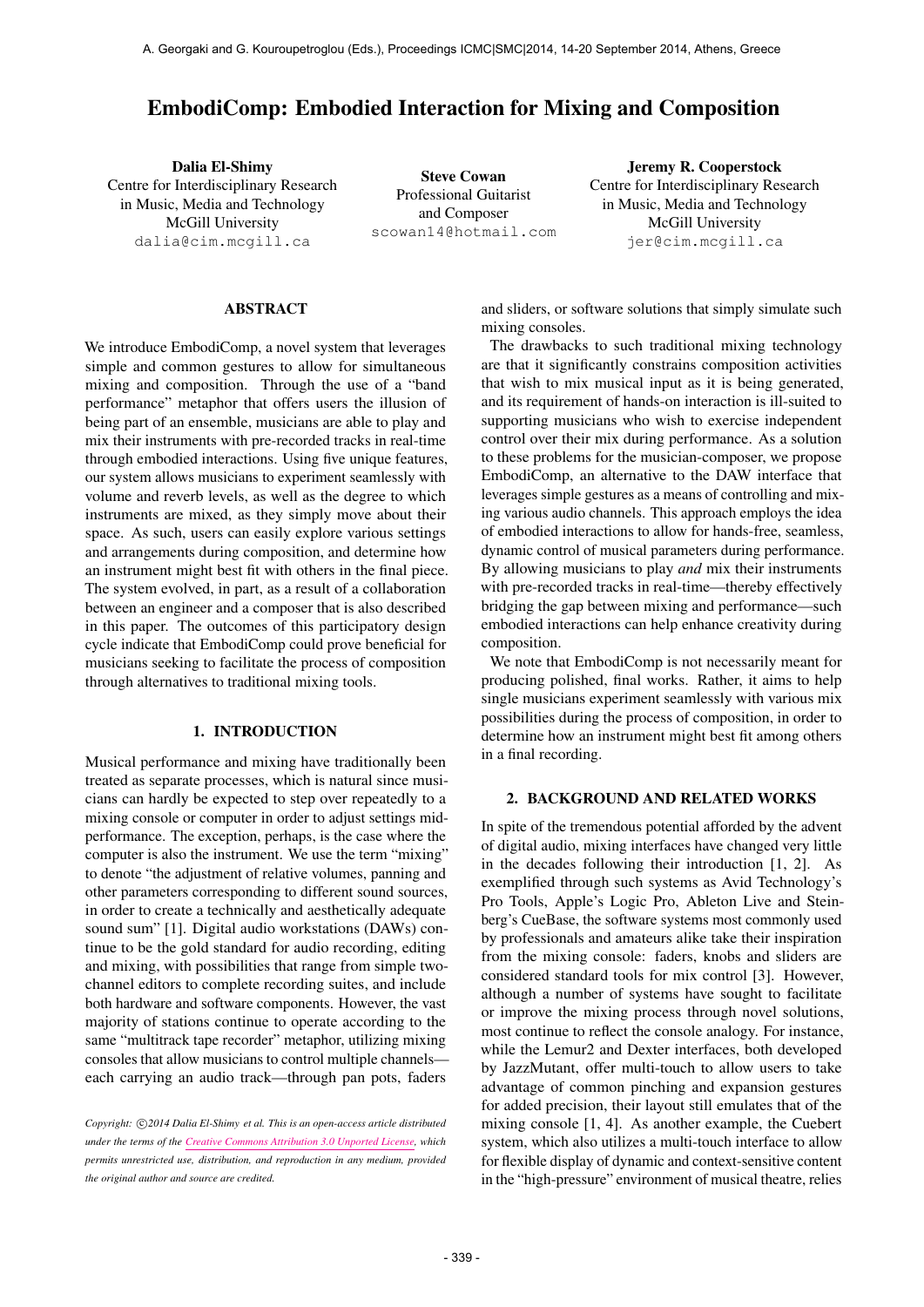# EmbodiComp: Embodied Interaction for Mixing and Composition

**Dalia El-Shimy**
Centre for Interdisciplinary Research in Music, Media and Technology
McGill University
dalia@cim.mcgill.ca

**Steve Cowan**
Professional Guitarist and Composer
scowan14@hotmail.com

**Jeremy R. Cooperstock**
Centre for Interdisciplinary Research in Music, Media and Technology
McGill University
jer@cim.mcgill.ca

## ABSTRACT

We introduce EmbodiComp, a novel system that leverages simple and common gestures to allow for simultaneous mixing and composition. Through the use of a "band performance" metaphor that offers users the illusion of being part of an ensemble, musicians are able to play and mix their instruments with pre-recorded tracks in real-time through embodied interactions. Using five unique features, our system allows musicians to experiment seamlessly with volume and reverb levels, as well as the degree to which instruments are mixed, as they simply move about their space. As such, users can easily explore various settings and arrangements during composition, and determine how an instrument might best fit with others in the final piece. The system evolved, in part, as a result of a collaboration between an engineer and a composer that is also described in this paper. The outcomes of this participatory design cycle indicate that EmbodiComp could prove beneficial for musicians seeking to facilitate the process of composition through alternatives to traditional mixing tools.

## 1. INTRODUCTION

Musical performance and mixing have traditionally been treated as separate processes, which is natural since musicians can hardly be expected to step over repeatedly to a mixing console or computer in order to adjust settings mid-performance. The exception, perhaps, is the case where the computer is also the instrument. We use the term "mixing" to denote "the adjustment of relative volumes, panning and other parameters corresponding to different sound sources, in order to create a technically and aesthetically adequate sound sum" [1]. Digital audio workstations (DAWs) continue to be the gold standard for audio recording, editing and mixing, with possibilities that range from simple two-channel editors to complete recording suites, and include both hardware and software components. However, the vast majority of stations continue to operate according to the same "multitrack tape recorder" metaphor, utilizing mixing consoles that allow musicians to control multiple channels—each carrying an audio track—through pan pots, faders and sliders, or software solutions that simply simulate such mixing consoles.

The drawbacks to such traditional mixing technology are that it significantly constrains composition activities that wish to mix musical input as it is being generated, and its requirement of hands-on interaction is ill-suited to supporting musicians who wish to exercise independent control over their mix during performance. As a solution to these problems for the musician-composer, we propose EmbodiComp, an alternative to the DAW interface that leverages simple gestures as a means of controlling and mixing various audio channels. This approach employs the idea of embodied interactions to allow for hands-free, seamless, dynamic control of musical parameters during performance. By allowing musicians to play *and* mix their instruments with pre-recorded tracks in real-time—thereby effectively bridging the gap between mixing and performance—such embodied interactions can help enhance creativity during composition.

We note that EmbodiComp is not necessarily meant for producing polished, final works. Rather, it aims to help single musicians experiment seamlessly with various mix possibilities during the process of composition, in order to determine how an instrument might best fit among others in a final recording.

## 2. BACKGROUND AND RELATED WORKS

In spite of the tremendous potential afforded by the advent of digital audio, mixing interfaces have changed very little in the decades following their introduction [1, 2]. As exemplified through such systems as Avid Technology's Pro Tools, Apple's Logic Pro, Ableton Live and Steinberg's CueBase, the software systems most commonly used by professionals and amateurs alike take their inspiration from the mixing console: faders, knobs and sliders are considered standard tools for mix control [3]. However, although a number of systems have sought to facilitate or improve the mixing process through novel solutions, most continue to reflect the console analogy. For instance, while the Lemur2 and Dexter interfaces, both developed by JazzMutant, offer multi-touch to allow users to take advantage of common pinching and expansion gestures for added precision, their layout still emulates that of the mixing console [1, 4]. As another example, the Cuebert system, which also utilizes a multi-touch interface to allow for flexible display of dynamic and context-sensitive content in the "high-pressure" environment of musical theatre, relies

*Copyright: ©2014 Dalia El-Shimy et al. This is an open-access article distributed under the terms of the Creative Commons Attribution 3.0 Unported License, which permits unrestricted use, distribution, and reproduction in any medium, provided the original author and source are credited.*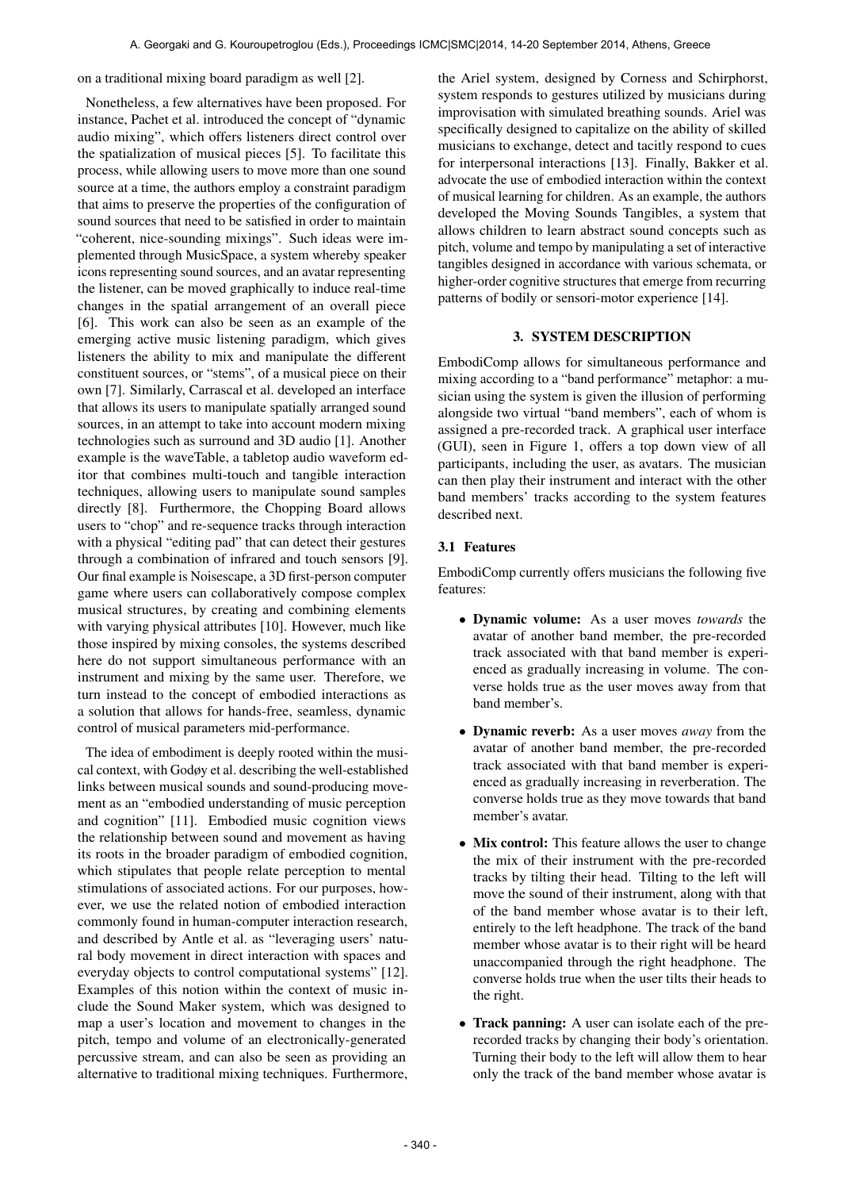on a traditional mixing board paradigm as well [2].

Nonetheless, a few alternatives have been proposed. For instance, Pachet et al. introduced the concept of "dynamic audio mixing", which offers listeners direct control over the spatialization of musical pieces [5]. To facilitate this process, while allowing users to move more than one sound source at a time, the authors employ a constraint paradigm that aims to preserve the properties of the configuration of sound sources that need to be satisfied in order to maintain "coherent, nice-sounding mixings". Such ideas were implemented through MusicSpace, a system whereby speaker icons representing sound sources, and an avatar representing the listener, can be moved graphically to induce real-time changes in the spatial arrangement of an overall piece [6]. This work can also be seen as an example of the emerging active music listening paradigm, which gives listeners the ability to mix and manipulate the different constituent sources, or "stems", of a musical piece on their own [7]. Similarly, Carrascal et al. developed an interface that allows its users to manipulate spatially arranged sound sources, in an attempt to take into account modern mixing technologies such as surround and 3D audio [1]. Another example is the waveTable, a tabletop audio waveform editor that combines multi-touch and tangible interaction techniques, allowing users to manipulate sound samples directly [8]. Furthermore, the Chopping Board allows users to "chop" and re-sequence tracks through interaction with a physical "editing pad" that can detect their gestures through a combination of infrared and touch sensors [9]. Our final example is Noisescape, a 3D first-person computer game where users can collaboratively compose complex musical structures, by creating and combining elements with varying physical attributes [10]. However, much like those inspired by mixing consoles, the systems described here do not support simultaneous performance with an instrument and mixing by the same user. Therefore, we turn instead to the concept of embodied interactions as a solution that allows for hands-free, seamless, dynamic control of musical parameters mid-performance.

The idea of embodiment is deeply rooted within the musical context, with Godøy et al. describing the well-established links between musical sounds and sound-producing movement as an "embodied understanding of music perception and cognition" [11]. Embodied music cognition views the relationship between sound and movement as having its roots in the broader paradigm of embodied cognition, which stipulates that people relate perception to mental stimulations of associated actions. For our purposes, however, we use the related notion of embodied interaction commonly found in human-computer interaction research, and described by Antle et al. as "leveraging users' natural body movement in direct interaction with spaces and everyday objects to control computational systems" [12]. Examples of this notion within the context of music include the Sound Maker system, which was designed to map a user's location and movement to changes in the pitch, tempo and volume of an electronically-generated percussive stream, and can also be seen as providing an alternative to traditional mixing techniques. Furthermore, the Ariel system, designed by Corness and Schirphorst, system responds to gestures utilized by musicians during improvisation with simulated breathing sounds. Ariel was specifically designed to capitalize on the ability of skilled musicians to exchange, detect and tacitly respond to cues for interpersonal interactions [13]. Finally, Bakker et al. advocate the use of embodied interaction within the context of musical learning for children. As an example, the authors developed the Moving Sounds Tangibles, a system that allows children to learn abstract sound concepts such as pitch, volume and tempo by manipulating a set of interactive tangibles designed in accordance with various schemata, or higher-order cognitive structures that emerge from recurring patterns of bodily or sensori-motor experience [14].

## 3. SYSTEM DESCRIPTION

EmbodiComp allows for simultaneous performance and mixing according to a "band performance" metaphor: a musician using the system is given the illusion of performing alongside two virtual "band members", each of whom is assigned a pre-recorded track. A graphical user interface (GUI), seen in Figure 1, offers a top down view of all participants, including the user, as avatars. The musician can then play their instrument and interact with the other band members' tracks according to the system features described next.

### 3.1 Features

EmbodiComp currently offers musicians the following five features:

- **Dynamic volume:** As a user moves *towards* the avatar of another band member, the pre-recorded track associated with that band member is experienced as gradually increasing in volume. The converse holds true as the user moves away from that band member's.
- **Dynamic reverb:** As a user moves *away* from the avatar of another band member, the pre-recorded track associated with that band member is experienced as gradually increasing in reverberation. The converse holds true as they move towards that band member's avatar.
- **Mix control:** This feature allows the user to change the mix of their instrument with the pre-recorded tracks by tilting their head. Tilting to the left will move the sound of their instrument, along with that of the band member whose avatar is to their left, entirely to the left headphone. The track of the band member whose avatar is to their right will be heard unaccompanied through the right headphone. The converse holds true when the user tilts their heads to the right.
- **Track panning:** A user can isolate each of the pre-recorded tracks by changing their body's orientation. Turning their body to the left will allow them to hear only the track of the band member whose avatar is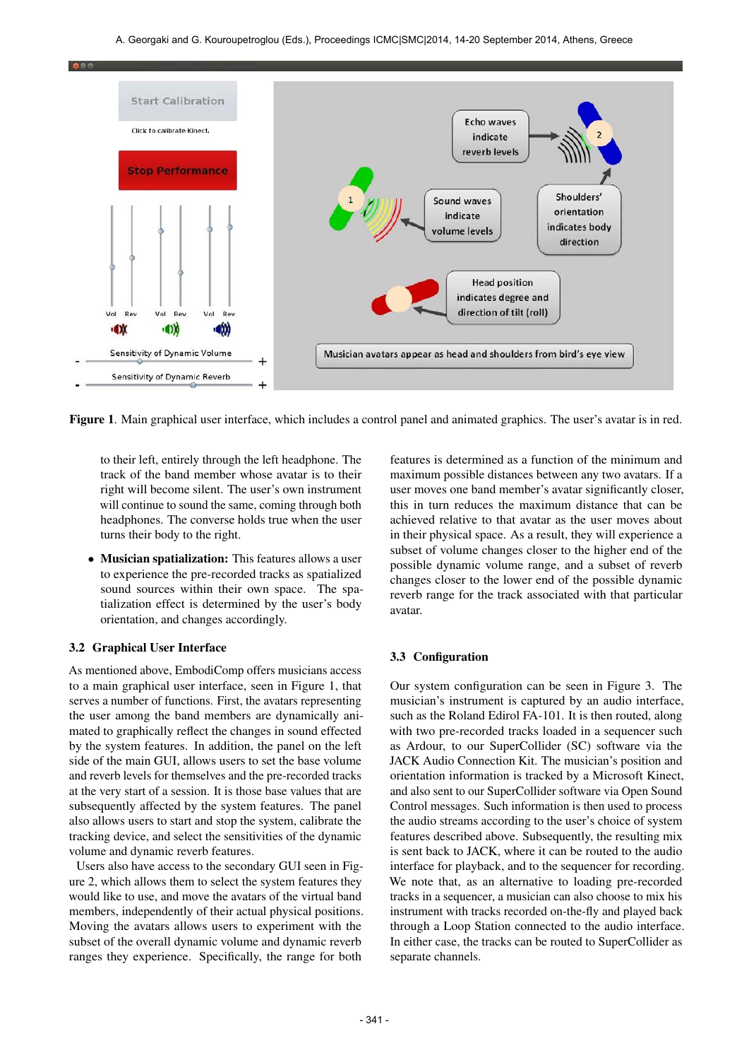**Figure 1**. Main graphical user interface, which includes a control panel and animated graphics. The user's avatar is in red.

to their left, entirely through the left headphone. The track of the band member whose avatar is to their right will become silent. The user's own instrument will continue to sound the same, coming through both headphones. The converse holds true when the user turns their body to the right.

- **Musician spatialization:** This features allows a user to experience the pre-recorded tracks as spatialized sound sources within their own space. The spatialization effect is determined by the user's body orientation, and changes accordingly.

### 3.2 Graphical User Interface

As mentioned above, EmbodiComp offers musicians access to a main graphical user interface, seen in Figure 1, that serves a number of functions. First, the avatars representing the user among the band members are dynamically animated to graphically reflect the changes in sound effected by the system features. In addition, the panel on the left side of the main GUI, allows users to set the base volume and reverb levels for themselves and the pre-recorded tracks at the very start of a session. It is those base values that are subsequently affected by the system features. The panel also allows users to start and stop the system, calibrate the tracking device, and select the sensitivities of the dynamic volume and dynamic reverb features.

Users also have access to the secondary GUI seen in Figure 2, which allows them to select the system features they would like to use, and move the avatars of the virtual band members, independently of their actual physical positions. Moving the avatars allows users to experiment with the subset of the overall dynamic volume and dynamic reverb ranges they experience. Specifically, the range for both features is determined as a function of the minimum and maximum possible distances between any two avatars. If a user moves one band member's avatar significantly closer, this in turn reduces the maximum distance that can be achieved relative to that avatar as the user moves about in their physical space. As a result, they will experience a subset of volume changes closer to the higher end of the possible dynamic volume range, and a subset of reverb changes closer to the lower end of the possible dynamic reverb range for the track associated with that particular avatar.

### 3.3 Configuration

Our system configuration can be seen in Figure 3. The musician's instrument is captured by an audio interface, such as the Roland Edirol FA-101. It is then routed, along with two pre-recorded tracks loaded in a sequencer such as Ardour, to our SuperCollider (SC) software via the JACK Audio Connection Kit. The musician's position and orientation information is tracked by a Microsoft Kinect, and also sent to our SuperCollider software via Open Sound Control messages. Such information is then used to process the audio streams according to the user's choice of system features described above. Subsequently, the resulting mix is sent back to JACK, where it can be routed to the audio interface for playback, and to the sequencer for recording. We note that, as an alternative to loading pre-recorded tracks in a sequencer, a musician can also choose to mix his instrument with tracks recorded on-the-fly and played back through a Loop Station connected to the audio interface. In either case, the tracks can be routed to SuperCollider as separate channels.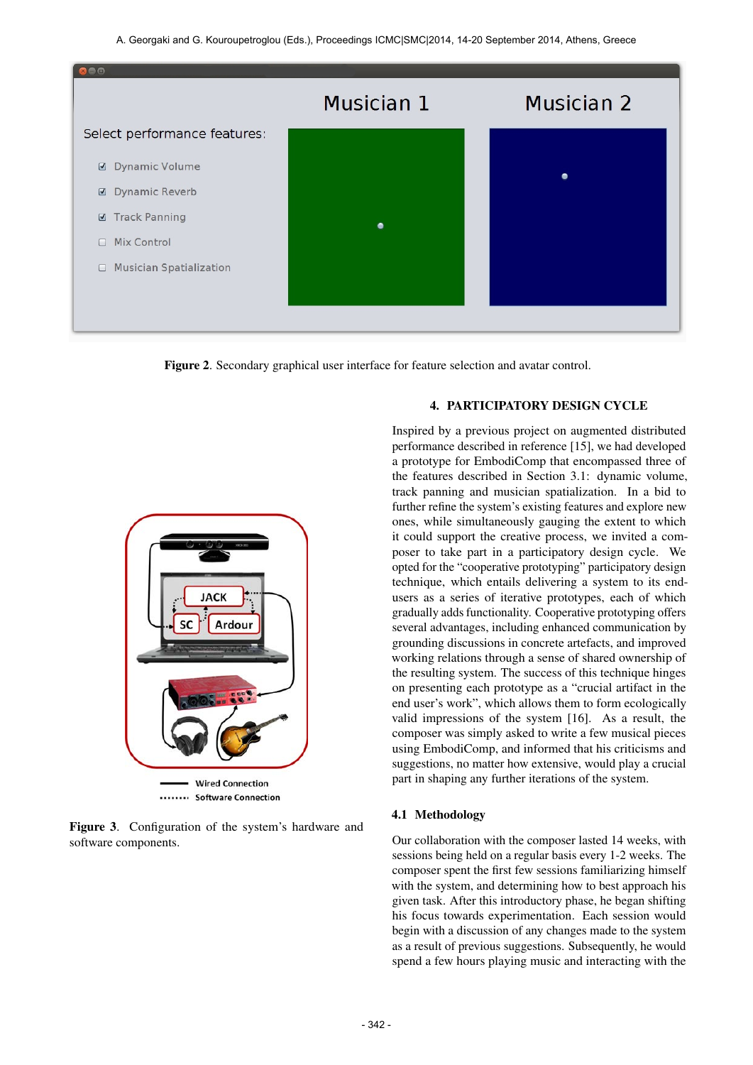**Figure 2**. Secondary graphical user interface for feature selection and avatar control.

**Figure 3**. Configuration of the system's hardware and software components.

## 4. PARTICIPATORY DESIGN CYCLE

Inspired by a previous project on augmented distributed performance described in reference [15], we had developed a prototype for EmbodiComp that encompassed three of the features described in Section 3.1: dynamic volume, track panning and musician spatialization. In a bid to further refine the system's existing features and explore new ones, while simultaneously gauging the extent to which it could support the creative process, we invited a composer to take part in a participatory design cycle. We opted for the "cooperative prototyping" participatory design technique, which entails delivering a system to its end-users as a series of iterative prototypes, each of which gradually adds functionality. Cooperative prototyping offers several advantages, including enhanced communication by grounding discussions in concrete artefacts, and improved working relations through a sense of shared ownership of the resulting system. The success of this technique hinges on presenting each prototype as a "crucial artifact in the end user's work", which allows them to form ecologically valid impressions of the system [16]. As a result, the composer was simply asked to write a few musical pieces using EmbodiComp, and informed that his criticisms and suggestions, no matter how extensive, would play a crucial part in shaping any further iterations of the system.

### 4.1 Methodology

Our collaboration with the composer lasted 14 weeks, with sessions being held on a regular basis every 1-2 weeks. The composer spent the first few sessions familiarizing himself with the system, and determining how to best approach his given task. After this introductory phase, he began shifting his focus towards experimentation. Each session would begin with a discussion of any changes made to the system as a result of previous suggestions. Subsequently, he would spend a few hours playing music and interacting with the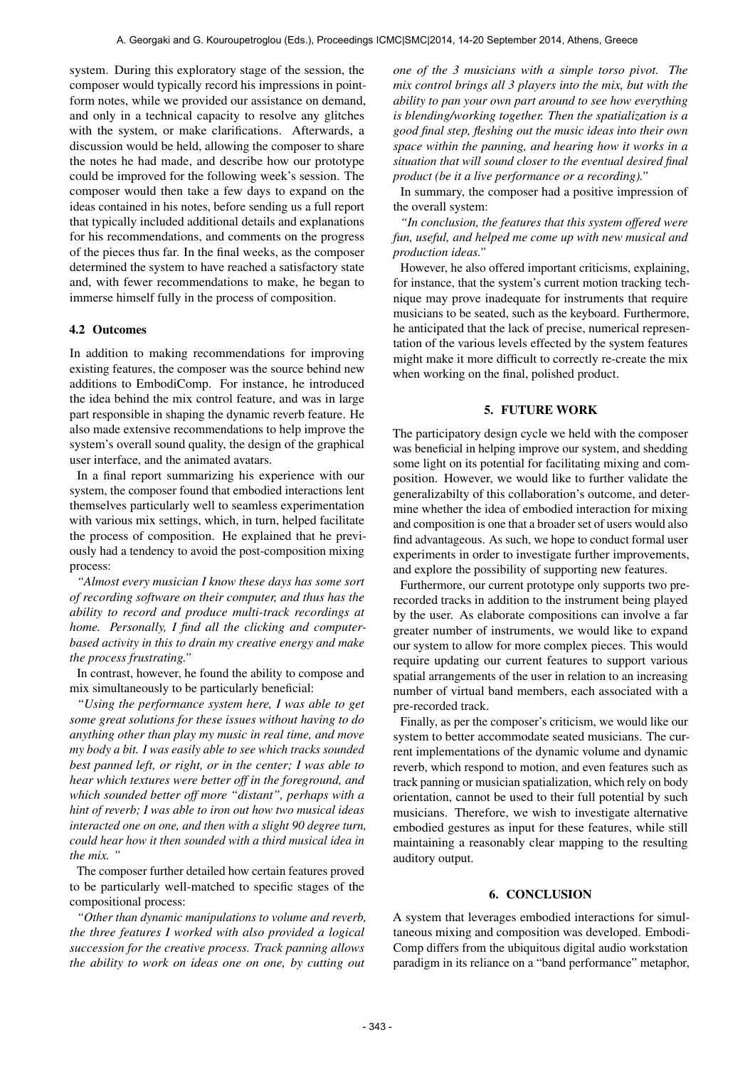system. During this exploratory stage of the session, the composer would typically record his impressions in point-form notes, while we provided our assistance on demand, and only in a technical capacity to resolve any glitches with the system, or make clarifications. Afterwards, a discussion would be held, allowing the composer to share the notes he had made, and describe how our prototype could be improved for the following week's session. The composer would then take a few days to expand on the ideas contained in his notes, before sending us a full report that typically included additional details and explanations for his recommendations, and comments on the progress of the pieces thus far. In the final weeks, as the composer determined the system to have reached a satisfactory state and, with fewer recommendations to make, he began to immerse himself fully in the process of composition.

### 4.2 Outcomes

In addition to making recommendations for improving existing features, the composer was the source behind new additions to EmbodiComp. For instance, he introduced the idea behind the mix control feature, and was in large part responsible in shaping the dynamic reverb feature. He also made extensive recommendations to help improve the system's overall sound quality, the design of the graphical user interface, and the animated avatars.

In a final report summarizing his experience with our system, the composer found that embodied interactions lent themselves particularly well to seamless experimentation with various mix settings, which, in turn, helped facilitate the process of composition. He explained that he previously had a tendency to avoid the post-composition mixing process:

*"Almost every musician I know these days has some sort of recording software on their computer, and thus has the ability to record and produce multi-track recordings at home. Personally, I find all the clicking and computer-based activity in this to drain my creative energy and make the process frustrating."*

In contrast, however, he found the ability to compose and mix simultaneously to be particularly beneficial:

*"Using the performance system here, I was able to get some great solutions for these issues without having to do anything other than play my music in real time, and move my body a bit. I was easily able to see which tracks sounded best panned left, or right, or in the center; I was able to hear which textures were better off in the foreground, and which sounded better off more "distant", perhaps with a hint of reverb; I was able to iron out how two musical ideas interacted one on one, and then with a slight 90 degree turn, could hear how it then sounded with a third musical idea in the mix. "*

The composer further detailed how certain features proved to be particularly well-matched to specific stages of the compositional process:

*"Other than dynamic manipulations to volume and reverb, the three features I worked with also provided a logical succession for the creative process. Track panning allows the ability to work on ideas one on one, by cutting out one of the 3 musicians with a simple torso pivot. The mix control brings all 3 players into the mix, but with the ability to pan your own part around to see how everything is blending/working together. Then the spatialization is a good final step, fleshing out the music ideas into their own space within the panning, and hearing how it works in a situation that will sound closer to the eventual desired final product (be it a live performance or a recording)."*

In summary, the composer had a positive impression of the overall system:

*"In conclusion, the features that this system offered were fun, useful, and helped me come up with new musical and production ideas."*

However, he also offered important criticisms, explaining, for instance, that the system's current motion tracking technique may prove inadequate for instruments that require musicians to be seated, such as the keyboard. Furthermore, he anticipated that the lack of precise, numerical representation of the various levels effected by the system features might make it more difficult to correctly re-create the mix when working on the final, polished product.

## 5. FUTURE WORK

The participatory design cycle we held with the composer was beneficial in helping improve our system, and shedding some light on its potential for facilitating mixing and composition. However, we would like to further validate the generalizabilty of this collaboration's outcome, and determine whether the idea of embodied interaction for mixing and composition is one that a broader set of users would also find advantageous. As such, we hope to conduct formal user experiments in order to investigate further improvements, and explore the possibility of supporting new features.

Furthermore, our current prototype only supports two prerecorded tracks in addition to the instrument being played by the user. As elaborate compositions can involve a far greater number of instruments, we would like to expand our system to allow for more complex pieces. This would require updating our current features to support various spatial arrangements of the user in relation to an increasing number of virtual band members, each associated with a pre-recorded track.

Finally, as per the composer's criticism, we would like our system to better accommodate seated musicians. The current implementations of the dynamic volume and dynamic reverb, which respond to motion, and even features such as track panning or musician spatialization, which rely on body orientation, cannot be used to their full potential by such musicians. Therefore, we wish to investigate alternative embodied gestures as input for these features, while still maintaining a reasonably clear mapping to the resulting auditory output.

## 6. CONCLUSION

A system that leverages embodied interactions for simultaneous mixing and composition was developed. EmbodiComp differs from the ubiquitous digital audio workstation paradigm in its reliance on a "band performance" metaphor,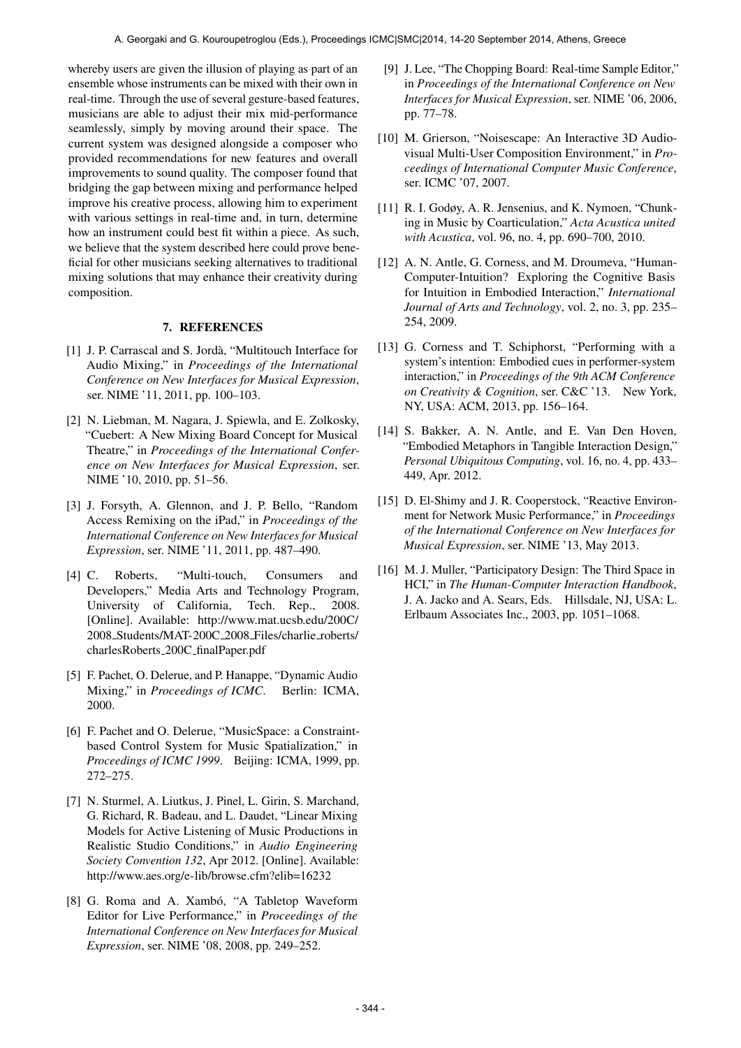whereby users are given the illusion of playing as part of an ensemble whose instruments can be mixed with their own in real-time. Through the use of several gesture-based features, musicians are able to adjust their mix mid-performance seamlessly, simply by moving around their space. The current system was designed alongside a composer who provided recommendations for new features and overall improvements to sound quality. The composer found that bridging the gap between mixing and performance helped improve his creative process, allowing him to experiment with various settings in real-time and, in turn, determine how an instrument could best fit within a piece. As such, we believe that the system described here could prove beneficial for other musicians seeking alternatives to traditional mixing solutions that may enhance their creativity during composition.

## 7. REFERENCES

[1] J. P. Carrascal and S. Jordà, "Multitouch Interface for Audio Mixing," in *Proceedings of the International Conference on New Interfaces for Musical Expression*, ser. NIME '11, 2011, pp. 100–103.

[2] N. Liebman, M. Nagara, J. Spiewla, and E. Zolkosky, "Cuebert: A New Mixing Board Concept for Musical Theatre," in *Proceedings of the International Conference on New Interfaces for Musical Expression*, ser. NIME '10, 2010, pp. 51–56.

[3] J. Forsyth, A. Glennon, and J. P. Bello, "Random Access Remixing on the iPad," in *Proceedings of the International Conference on New Interfaces for Musical Expression*, ser. NIME '11, 2011, pp. 487–490.

[4] C. Roberts, "Multi-touch, Consumers and Developers," Media Arts and Technology Program, University of California, Tech. Rep., 2008. [Online]. Available: http://www.mat.ucsb.edu/200C/2008_Students/MAT-200C_2008_Files/charlie_roberts/charlesRoberts_200C_finalPaper.pdf

[5] F. Pachet, O. Delerue, and P. Hanappe, "Dynamic Audio Mixing," in *Proceedings of ICMC*. Berlin: ICMA, 2000.

[6] F. Pachet and O. Delerue, "MusicSpace: a Constraint-based Control System for Music Spatialization," in *Proceedings of ICMC 1999*. Beijing: ICMA, 1999, pp. 272–275.

[7] N. Sturmel, A. Liutkus, J. Pinel, L. Girin, S. Marchand, G. Richard, R. Badeau, and L. Daudet, "Linear Mixing Models for Active Listening of Music Productions in Realistic Studio Conditions," in *Audio Engineering Society Convention 132*, Apr 2012. [Online]. Available: http://www.aes.org/e-lib/browse.cfm?elib=16232

[8] G. Roma and A. Xambó, "A Tabletop Waveform Editor for Live Performance," in *Proceedings of the International Conference on New Interfaces for Musical Expression*, ser. NIME '08, 2008, pp. 249–252.

[9] J. Lee, "The Chopping Board: Real-time Sample Editor," in *Proceedings of the International Conference on New Interfaces for Musical Expression*, ser. NIME '06, 2006, pp. 77–78.

[10] M. Grierson, "Noisescape: An Interactive 3D Audiovisual Multi-User Composition Environment," in *Proceedings of International Computer Music Conference*, ser. ICMC '07, 2007.

[11] R. I. Godøy, A. R. Jensenius, and K. Nymoen, "Chunking in Music by Coarticulation," *Acta Acustica united with Acustica*, vol. 96, no. 4, pp. 690–700, 2010.

[12] A. N. Antle, G. Corness, and M. Droumeva, "Human-Computer-Intuition? Exploring the Cognitive Basis for Intuition in Embodied Interaction," *International Journal of Arts and Technology*, vol. 2, no. 3, pp. 235–254, 2009.

[13] G. Corness and T. Schiphorst, "Performing with a system's intention: Embodied cues in performer-system interaction," in *Proceedings of the 9th ACM Conference on Creativity & Cognition*, ser. C&C '13. New York, NY, USA: ACM, 2013, pp. 156–164.

[14] S. Bakker, A. N. Antle, and E. Van Den Hoven, "Embodied Metaphors in Tangible Interaction Design," *Personal Ubiquitous Computing*, vol. 16, no. 4, pp. 433–449, Apr. 2012.

[15] D. El-Shimy and J. R. Cooperstock, "Reactive Environment for Network Music Performance," in *Proceedings of the International Conference on New Interfaces for Musical Expression*, ser. NIME '13, May 2013.

[16] M. J. Muller, "Participatory Design: The Third Space in HCI," in *The Human-Computer Interaction Handbook*, J. A. Jacko and A. Sears, Eds. Hillsdale, NJ, USA: L. Erlbaum Associates Inc., 2003, pp. 1051–1068.